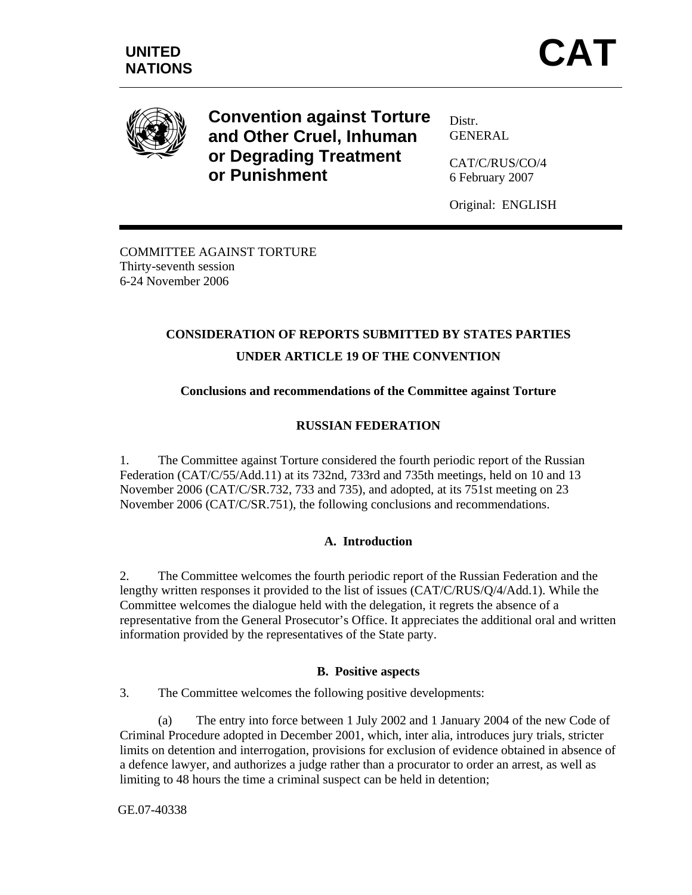UNITED NATIONS

# CAT

**Convention against Torture and Other Cruel, Inhuman or Degrading Treatment or Punishment**

Distr.
GENERAL

CAT/C/RUS/CO/4
6 February 2007

Original: ENGLISH

COMMITTEE AGAINST TORTURE
Thirty-seventh session
6-24 November 2006

## CONSIDERATION OF REPORTS SUBMITTED BY STATES PARTIES UNDER ARTICLE 19 OF THE CONVENTION

### Conclusions and recommendations of the Committee against Torture

### RUSSIAN FEDERATION

1. The Committee against Torture considered the fourth periodic report of the Russian Federation (CAT/C/55/Add.11) at its 732nd, 733rd and 735th meetings, held on 10 and 13 November 2006 (CAT/C/SR.732, 733 and 735), and adopted, at its 751st meeting on 23 November 2006 (CAT/C/SR.751), the following conclusions and recommendations.

### A. Introduction

2. The Committee welcomes the fourth periodic report of the Russian Federation and the lengthy written responses it provided to the list of issues (CAT/C/RUS/Q/4/Add.1). While the Committee welcomes the dialogue held with the delegation, it regrets the absence of a representative from the General Prosecutor's Office. It appreciates the additional oral and written information provided by the representatives of the State party.

### B. Positive aspects

3. The Committee welcomes the following positive developments:

(a) The entry into force between 1 July 2002 and 1 January 2004 of the new Code of Criminal Procedure adopted in December 2001, which, inter alia, introduces jury trials, stricter limits on detention and interrogation, provisions for exclusion of evidence obtained in absence of a defence lawyer, and authorizes a judge rather than a procurator to order an arrest, as well as limiting to 48 hours the time a criminal suspect can be held in detention;

GE.07-40338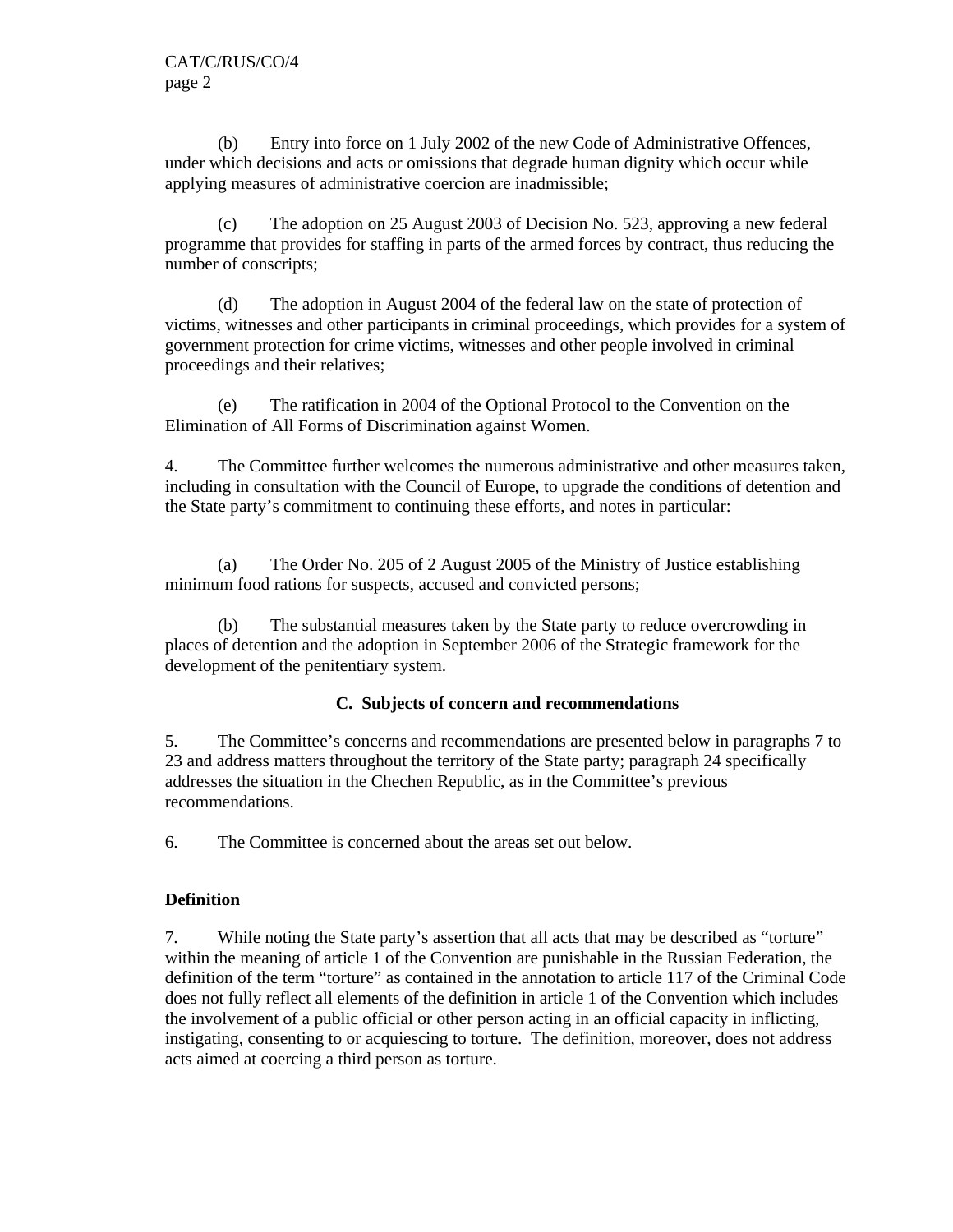(b) Entry into force on 1 July 2002 of the new Code of Administrative Offences, under which decisions and acts or omissions that degrade human dignity which occur while applying measures of administrative coercion are inadmissible;

(c) The adoption on 25 August 2003 of Decision No. 523, approving a new federal programme that provides for staffing in parts of the armed forces by contract, thus reducing the number of conscripts;

(d) The adoption in August 2004 of the federal law on the state of protection of victims, witnesses and other participants in criminal proceedings, which provides for a system of government protection for crime victims, witnesses and other people involved in criminal proceedings and their relatives;

(e) The ratification in 2004 of the Optional Protocol to the Convention on the Elimination of All Forms of Discrimination against Women.

4. The Committee further welcomes the numerous administrative and other measures taken, including in consultation with the Council of Europe, to upgrade the conditions of detention and the State party's commitment to continuing these efforts, and notes in particular:

(a) The Order No. 205 of 2 August 2005 of the Ministry of Justice establishing minimum food rations for suspects, accused and convicted persons;

(b) The substantial measures taken by the State party to reduce overcrowding in places of detention and the adoption in September 2006 of the Strategic framework for the development of the penitentiary system.

## C. Subjects of concern and recommendations

5. The Committee's concerns and recommendations are presented below in paragraphs 7 to 23 and address matters throughout the territory of the State party; paragraph 24 specifically addresses the situation in the Chechen Republic, as in the Committee's previous recommendations.

6. The Committee is concerned about the areas set out below.

**Definition**

7. While noting the State party's assertion that all acts that may be described as "torture" within the meaning of article 1 of the Convention are punishable in the Russian Federation, the definition of the term "torture" as contained in the annotation to article 117 of the Criminal Code does not fully reflect all elements of the definition in article 1 of the Convention which includes the involvement of a public official or other person acting in an official capacity in inflicting, instigating, consenting to or acquiescing to torture. The definition, moreover, does not address acts aimed at coercing a third person as torture.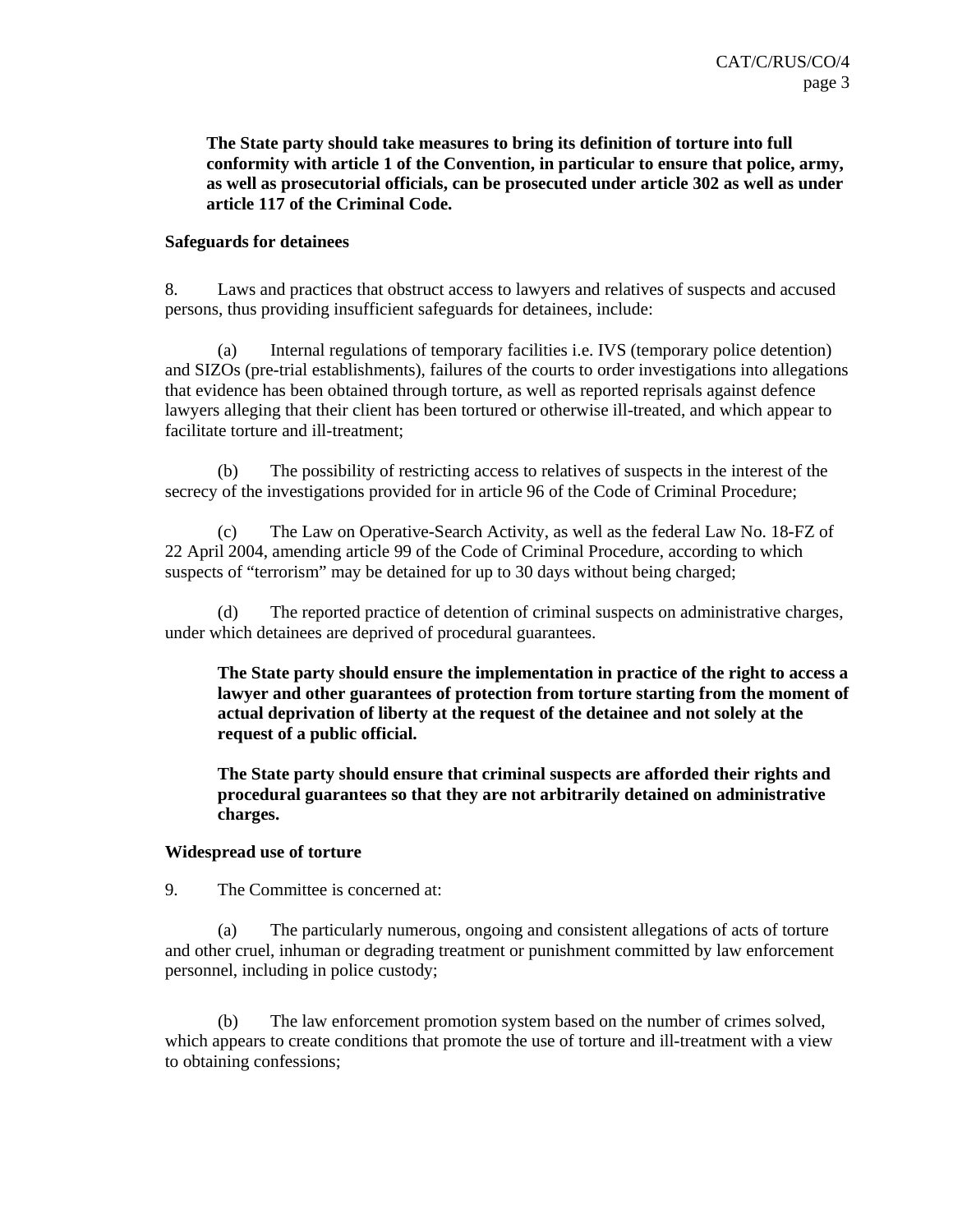**The State party should take measures to bring its definition of torture into full conformity with article 1 of the Convention, in particular to ensure that police, army, as well as prosecutorial officials, can be prosecuted under article 302 as well as under article 117 of the Criminal Code.**

**Safeguards for detainees**

8. Laws and practices that obstruct access to lawyers and relatives of suspects and accused persons, thus providing insufficient safeguards for detainees, include:

(a) Internal regulations of temporary facilities i.e. IVS (temporary police detention) and SIZOs (pre-trial establishments), failures of the courts to order investigations into allegations that evidence has been obtained through torture, as well as reported reprisals against defence lawyers alleging that their client has been tortured or otherwise ill-treated, and which appear to facilitate torture and ill-treatment;

(b) The possibility of restricting access to relatives of suspects in the interest of the secrecy of the investigations provided for in article 96 of the Code of Criminal Procedure;

(c) The Law on Operative-Search Activity, as well as the federal Law No. 18-FZ of 22 April 2004, amending article 99 of the Code of Criminal Procedure, according to which suspects of "terrorism" may be detained for up to 30 days without being charged;

(d) The reported practice of detention of criminal suspects on administrative charges, under which detainees are deprived of procedural guarantees.

**The State party should ensure the implementation in practice of the right to access a lawyer and other guarantees of protection from torture starting from the moment of actual deprivation of liberty at the request of the detainee and not solely at the request of a public official.**

**The State party should ensure that criminal suspects are afforded their rights and procedural guarantees so that they are not arbitrarily detained on administrative charges.**

**Widespread use of torture**

9. The Committee is concerned at:

(a) The particularly numerous, ongoing and consistent allegations of acts of torture and other cruel, inhuman or degrading treatment or punishment committed by law enforcement personnel, including in police custody;

(b) The law enforcement promotion system based on the number of crimes solved, which appears to create conditions that promote the use of torture and ill-treatment with a view to obtaining confessions;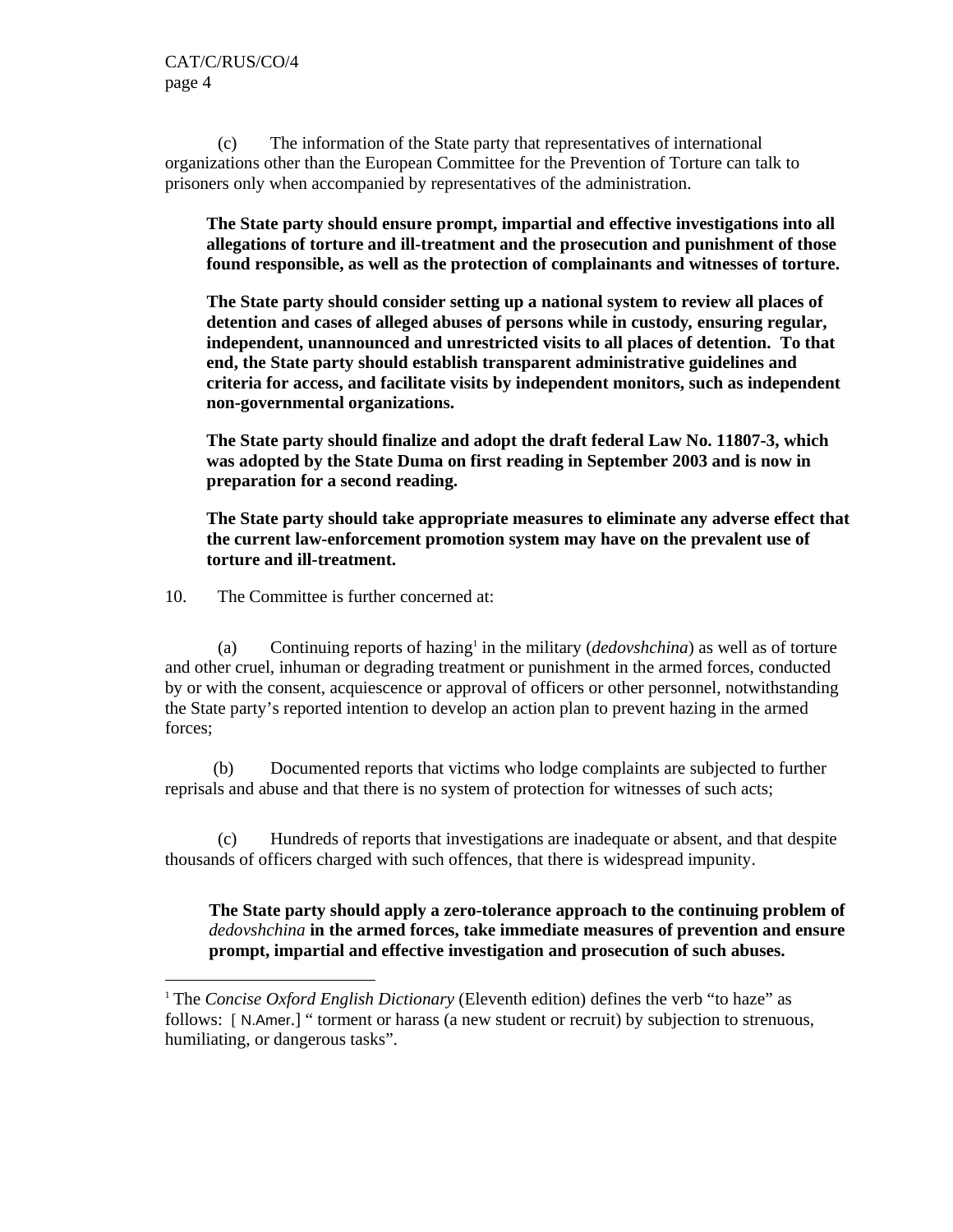(c) The information of the State party that representatives of international organizations other than the European Committee for the Prevention of Torture can talk to prisoners only when accompanied by representatives of the administration.

**The State party should ensure prompt, impartial and effective investigations into all allegations of torture and ill-treatment and the prosecution and punishment of those found responsible, as well as the protection of complainants and witnesses of torture.**

**The State party should consider setting up a national system to review all places of detention and cases of alleged abuses of persons while in custody, ensuring regular, independent, unannounced and unrestricted visits to all places of detention. To that end, the State party should establish transparent administrative guidelines and criteria for access, and facilitate visits by independent monitors, such as independent non-governmental organizations.**

**The State party should finalize and adopt the draft federal Law No. 11807-3, which was adopted by the State Duma on first reading in September 2003 and is now in preparation for a second reading.**

**The State party should take appropriate measures to eliminate any adverse effect that the current law-enforcement promotion system may have on the prevalent use of torture and ill-treatment.**

10. The Committee is further concerned at:

(a) Continuing reports of hazing[1] in the military (*dedovshchina*) as well as of torture and other cruel, inhuman or degrading treatment or punishment in the armed forces, conducted by or with the consent, acquiescence or approval of officers or other personnel, notwithstanding the State party's reported intention to develop an action plan to prevent hazing in the armed forces;

(b) Documented reports that victims who lodge complaints are subjected to further reprisals and abuse and that there is no system of protection for witnesses of such acts;

(c) Hundreds of reports that investigations are inadequate or absent, and that despite thousands of officers charged with such offences, that there is widespread impunity.

**The State party should apply a zero-tolerance approach to the continuing problem of *dedovshchina* in the armed forces, take immediate measures of prevention and ensure prompt, impartial and effective investigation and prosecution of such abuses.**

[1] The *Concise Oxford English Dictionary* (Eleventh edition) defines the verb "to haze" as follows: [ N.Amer.] " torment or harass (a new student or recruit) by subjection to strenuous, humiliating, or dangerous tasks".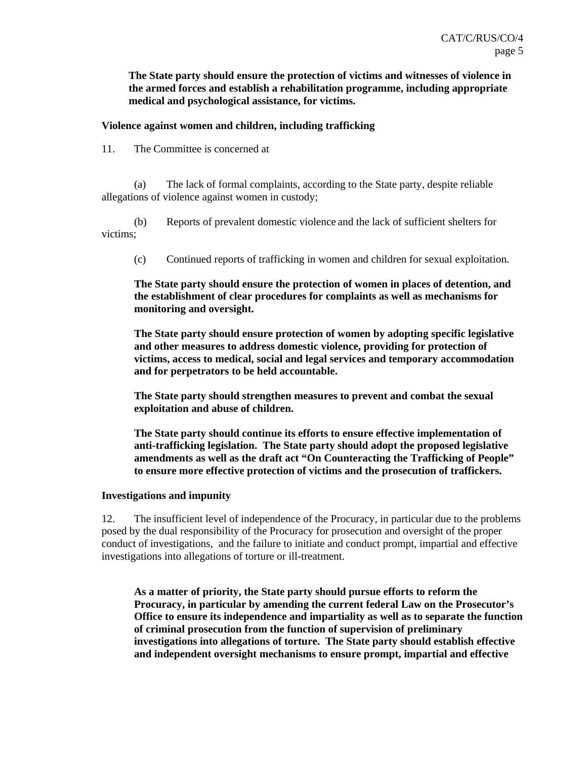**The State party should ensure the protection of victims and witnesses of violence in the armed forces and establish a rehabilitation programme, including appropriate medical and psychological assistance, for victims.**

**Violence against women and children, including trafficking**

11. The Committee is concerned at

(a) The lack of formal complaints, according to the State party, despite reliable allegations of violence against women in custody;

(b) Reports of prevalent domestic violence and the lack of sufficient shelters for victims;

(c) Continued reports of trafficking in women and children for sexual exploitation.

**The State party should ensure the protection of women in places of detention, and the establishment of clear procedures for complaints as well as mechanisms for monitoring and oversight.**

**The State party should ensure protection of women by adopting specific legislative and other measures to address domestic violence, providing for protection of victims, access to medical, social and legal services and temporary accommodation and for perpetrators to be held accountable.**

**The State party should strengthen measures to prevent and combat the sexual exploitation and abuse of children.**

**The State party should continue its efforts to ensure effective implementation of anti-trafficking legislation. The State party should adopt the proposed legislative amendments as well as the draft act "On Counteracting the Trafficking of People" to ensure more effective protection of victims and the prosecution of traffickers.**

**Investigations and impunity**

12. The insufficient level of independence of the Procuracy, in particular due to the problems posed by the dual responsibility of the Procuracy for prosecution and oversight of the proper conduct of investigations, and the failure to initiate and conduct prompt, impartial and effective investigations into allegations of torture or ill-treatment.

**As a matter of priority, the State party should pursue efforts to reform the Procuracy, in particular by amending the current federal Law on the Prosecutor's Office to ensure its independence and impartiality as well as to separate the function of criminal prosecution from the function of supervision of preliminary investigations into allegations of torture. The State party should establish effective and independent oversight mechanisms to ensure prompt, impartial and effective**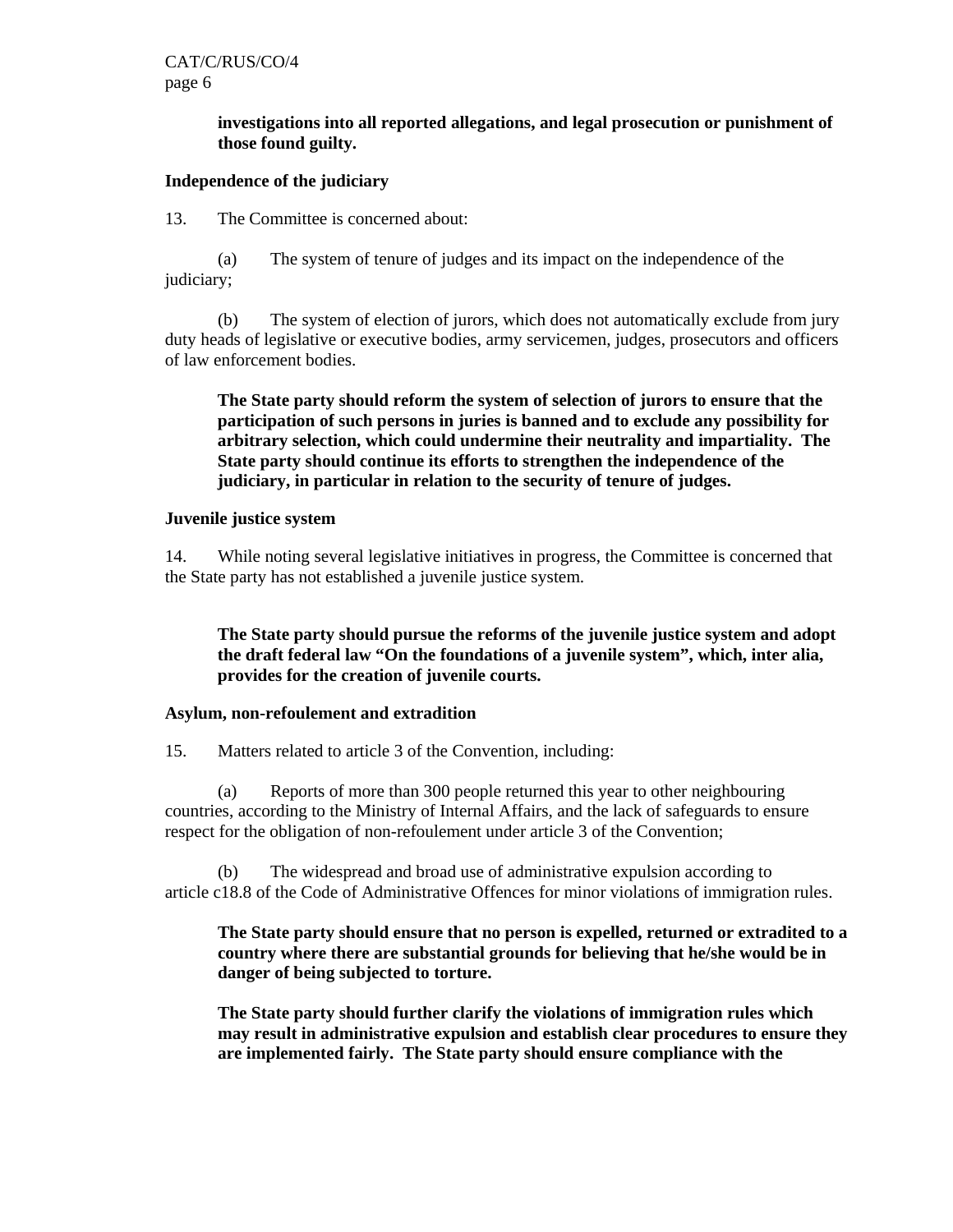**investigations into all reported allegations, and legal prosecution or punishment of those found guilty.**

**Independence of the judiciary**

13. The Committee is concerned about:

(a) The system of tenure of judges and its impact on the independence of the judiciary;

(b) The system of election of jurors, which does not automatically exclude from jury duty heads of legislative or executive bodies, army servicemen, judges, prosecutors and officers of law enforcement bodies.

**The State party should reform the system of selection of jurors to ensure that the participation of such persons in juries is banned and to exclude any possibility for arbitrary selection, which could undermine their neutrality and impartiality. The State party should continue its efforts to strengthen the independence of the judiciary, in particular in relation to the security of tenure of judges.**

**Juvenile justice system**

14. While noting several legislative initiatives in progress, the Committee is concerned that the State party has not established a juvenile justice system.

**The State party should pursue the reforms of the juvenile justice system and adopt the draft federal law "On the foundations of a juvenile system", which, inter alia, provides for the creation of juvenile courts.**

**Asylum, non-refoulement and extradition**

15. Matters related to article 3 of the Convention, including:

(a) Reports of more than 300 people returned this year to other neighbouring countries, according to the Ministry of Internal Affairs, and the lack of safeguards to ensure respect for the obligation of non-refoulement under article 3 of the Convention;

(b) The widespread and broad use of administrative expulsion according to article c18.8 of the Code of Administrative Offences for minor violations of immigration rules.

**The State party should ensure that no person is expelled, returned or extradited to a country where there are substantial grounds for believing that he/she would be in danger of being subjected to torture.**

**The State party should further clarify the violations of immigration rules which may result in administrative expulsion and establish clear procedures to ensure they are implemented fairly. The State party should ensure compliance with the**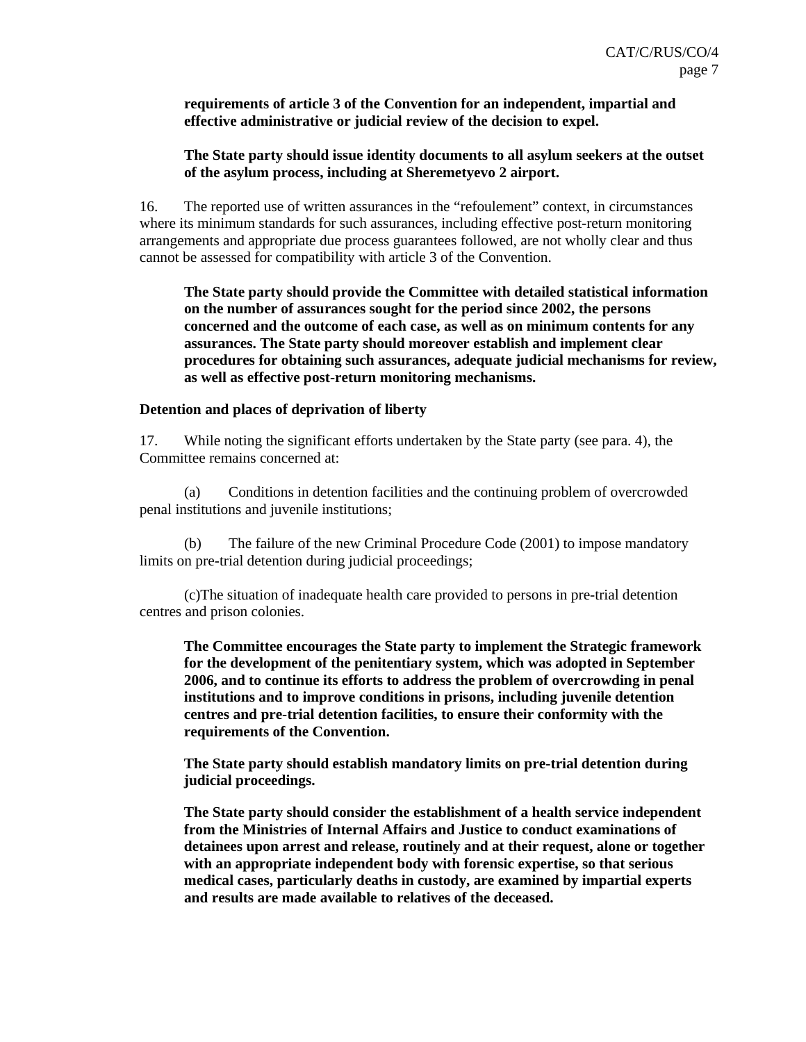**requirements of article 3 of the Convention for an independent, impartial and effective administrative or judicial review of the decision to expel.**

**The State party should issue identity documents to all asylum seekers at the outset of the asylum process, including at Sheremetyevo 2 airport.**

16. The reported use of written assurances in the "refoulement" context, in circumstances where its minimum standards for such assurances, including effective post-return monitoring arrangements and appropriate due process guarantees followed, are not wholly clear and thus cannot be assessed for compatibility with article 3 of the Convention.

**The State party should provide the Committee with detailed statistical information on the number of assurances sought for the period since 2002, the persons concerned and the outcome of each case, as well as on minimum contents for any assurances. The State party should moreover establish and implement clear procedures for obtaining such assurances, adequate judicial mechanisms for review, as well as effective post-return monitoring mechanisms.**

**Detention and places of deprivation of liberty**

17. While noting the significant efforts undertaken by the State party (see para. 4), the Committee remains concerned at:

(a) Conditions in detention facilities and the continuing problem of overcrowded penal institutions and juvenile institutions;

(b) The failure of the new Criminal Procedure Code (2001) to impose mandatory limits on pre-trial detention during judicial proceedings;

(c) The situation of inadequate health care provided to persons in pre-trial detention centres and prison colonies.

**The Committee encourages the State party to implement the Strategic framework for the development of the penitentiary system, which was adopted in September 2006, and to continue its efforts to address the problem of overcrowding in penal institutions and to improve conditions in prisons, including juvenile detention centres and pre-trial detention facilities, to ensure their conformity with the requirements of the Convention.**

**The State party should establish mandatory limits on pre-trial detention during judicial proceedings.**

**The State party should consider the establishment of a health service independent from the Ministries of Internal Affairs and Justice to conduct examinations of detainees upon arrest and release, routinely and at their request, alone or together with an appropriate independent body with forensic expertise, so that serious medical cases, particularly deaths in custody, are examined by impartial experts and results are made available to relatives of the deceased.**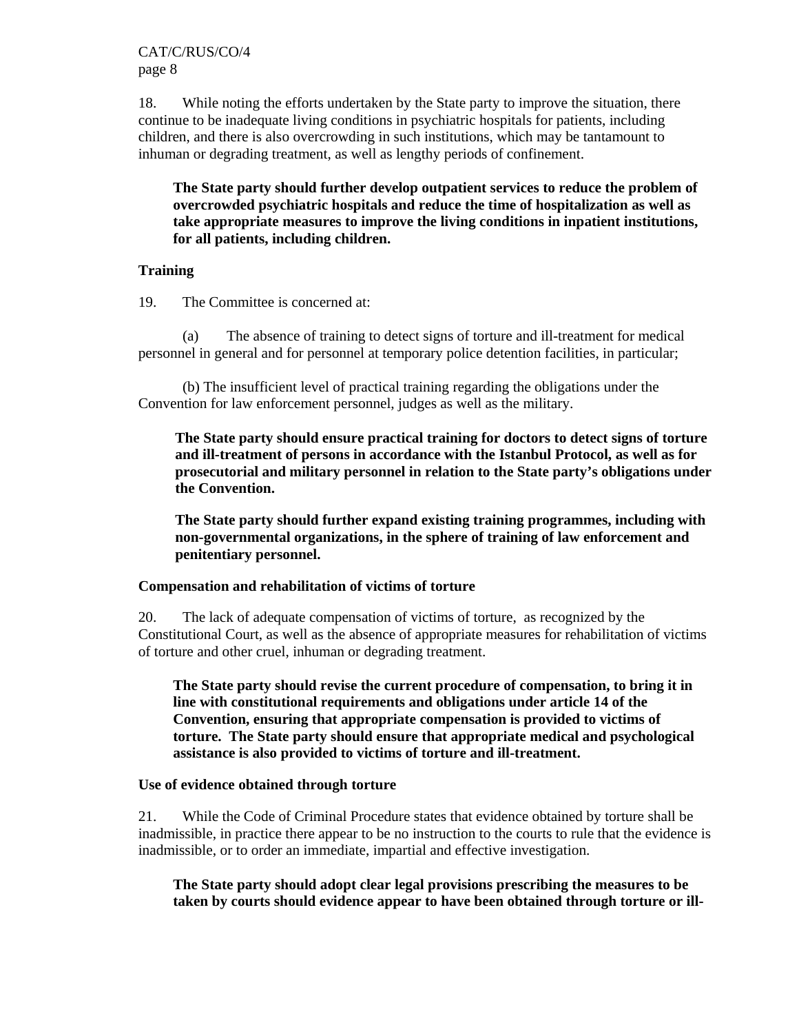18. While noting the efforts undertaken by the State party to improve the situation, there continue to be inadequate living conditions in psychiatric hospitals for patients, including children, and there is also overcrowding in such institutions, which may be tantamount to inhuman or degrading treatment, as well as lengthy periods of confinement.

**The State party should further develop outpatient services to reduce the problem of overcrowded psychiatric hospitals and reduce the time of hospitalization as well as take appropriate measures to improve the living conditions in inpatient institutions, for all patients, including children.**

**Training**

19. The Committee is concerned at:

(a) The absence of training to detect signs of torture and ill-treatment for medical personnel in general and for personnel at temporary police detention facilities, in particular;

(b) The insufficient level of practical training regarding the obligations under the Convention for law enforcement personnel, judges as well as the military.

**The State party should ensure practical training for doctors to detect signs of torture and ill-treatment of persons in accordance with the Istanbul Protocol, as well as for prosecutorial and military personnel in relation to the State party's obligations under the Convention.**

**The State party should further expand existing training programmes, including with non-governmental organizations, in the sphere of training of law enforcement and penitentiary personnel.**

**Compensation and rehabilitation of victims of torture**

20. The lack of adequate compensation of victims of torture, as recognized by the Constitutional Court, as well as the absence of appropriate measures for rehabilitation of victims of torture and other cruel, inhuman or degrading treatment.

**The State party should revise the current procedure of compensation, to bring it in line with constitutional requirements and obligations under article 14 of the Convention, ensuring that appropriate compensation is provided to victims of torture. The State party should ensure that appropriate medical and psychological assistance is also provided to victims of torture and ill-treatment.**

**Use of evidence obtained through torture**

21. While the Code of Criminal Procedure states that evidence obtained by torture shall be inadmissible, in practice there appear to be no instruction to the courts to rule that the evidence is inadmissible, or to order an immediate, impartial and effective investigation.

**The State party should adopt clear legal provisions prescribing the measures to be taken by courts should evidence appear to have been obtained through torture or ill-**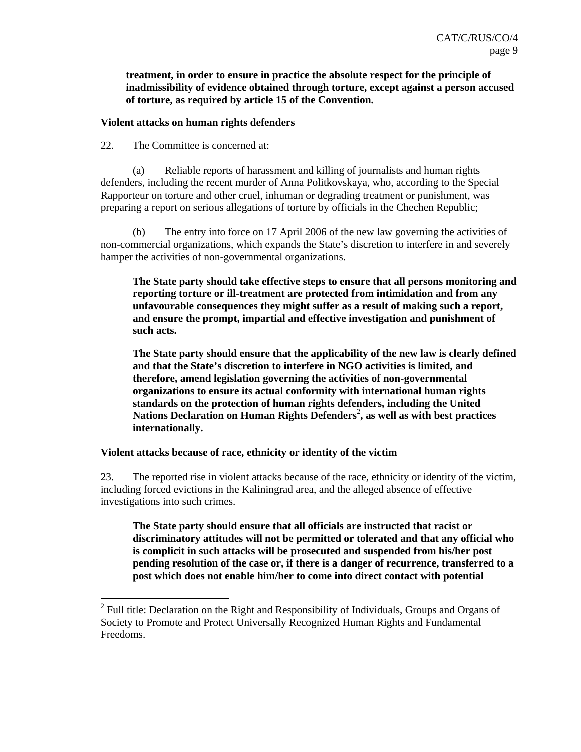**treatment, in order to ensure in practice the absolute respect for the principle of inadmissibility of evidence obtained through torture, except against a person accused of torture, as required by article 15 of the Convention.**

**Violent attacks on human rights defenders**

22. The Committee is concerned at:

(a) Reliable reports of harassment and killing of journalists and human rights defenders, including the recent murder of Anna Politkovskaya, who, according to the Special Rapporteur on torture and other cruel, inhuman or degrading treatment or punishment, was preparing a report on serious allegations of torture by officials in the Chechen Republic;

(b) The entry into force on 17 April 2006 of the new law governing the activities of non-commercial organizations, which expands the State's discretion to interfere in and severely hamper the activities of non-governmental organizations.

**The State party should take effective steps to ensure that all persons monitoring and reporting torture or ill-treatment are protected from intimidation and from any unfavourable consequences they might suffer as a result of making such a report, and ensure the prompt, impartial and effective investigation and punishment of such acts.**

**The State party should ensure that the applicability of the new law is clearly defined and that the State's discretion to interfere in NGO activities is limited, and therefore, amend legislation governing the activities of non-governmental organizations to ensure its actual conformity with international human rights standards on the protection of human rights defenders, including the United Nations Declaration on Human Rights Defenders[2], as well as with best practices internationally.**

**Violent attacks because of race, ethnicity or identity of the victim**

23. The reported rise in violent attacks because of the race, ethnicity or identity of the victim, including forced evictions in the Kaliningrad area, and the alleged absence of effective investigations into such crimes.

**The State party should ensure that all officials are instructed that racist or discriminatory attitudes will not be permitted or tolerated and that any official who is complicit in such attacks will be prosecuted and suspended from his/her post pending resolution of the case or, if there is a danger of recurrence, transferred to a post which does not enable him/her to come into direct contact with potential**

[2] Full title: Declaration on the Right and Responsibility of Individuals, Groups and Organs of Society to Promote and Protect Universally Recognized Human Rights and Fundamental Freedoms.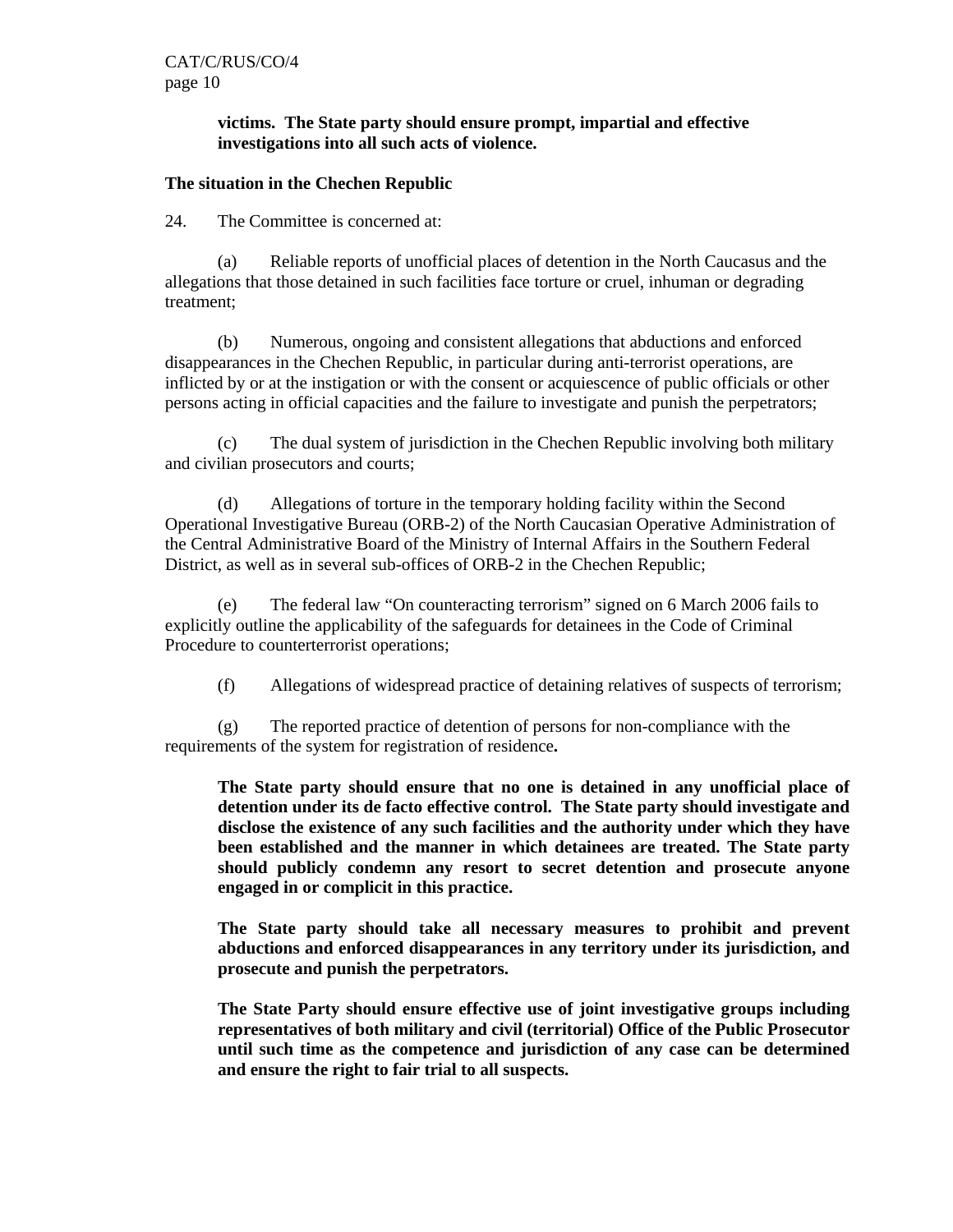**victims. The State party should ensure prompt, impartial and effective investigations into all such acts of violence.**

**The situation in the Chechen Republic**

24. The Committee is concerned at:

(a) Reliable reports of unofficial places of detention in the North Caucasus and the allegations that those detained in such facilities face torture or cruel, inhuman or degrading treatment;

(b) Numerous, ongoing and consistent allegations that abductions and enforced disappearances in the Chechen Republic, in particular during anti-terrorist operations, are inflicted by or at the instigation or with the consent or acquiescence of public officials or other persons acting in official capacities and the failure to investigate and punish the perpetrators;

(c) The dual system of jurisdiction in the Chechen Republic involving both military and civilian prosecutors and courts;

(d) Allegations of torture in the temporary holding facility within the Second Operational Investigative Bureau (ORB-2) of the North Caucasian Operative Administration of the Central Administrative Board of the Ministry of Internal Affairs in the Southern Federal District, as well as in several sub-offices of ORB-2 in the Chechen Republic;

(e) The federal law "On counteracting terrorism" signed on 6 March 2006 fails to explicitly outline the applicability of the safeguards for detainees in the Code of Criminal Procedure to counterterrorist operations;

(f) Allegations of widespread practice of detaining relatives of suspects of terrorism;

(g) The reported practice of detention of persons for non-compliance with the requirements of the system for registration of residence**.**

**The State party should ensure that no one is detained in any unofficial place of detention under its de facto effective control. The State party should investigate and disclose the existence of any such facilities and the authority under which they have been established and the manner in which detainees are treated. The State party should publicly condemn any resort to secret detention and prosecute anyone engaged in or complicit in this practice.**

**The State party should take all necessary measures to prohibit and prevent abductions and enforced disappearances in any territory under its jurisdiction, and prosecute and punish the perpetrators.**

**The State Party should ensure effective use of joint investigative groups including representatives of both military and civil (territorial) Office of the Public Prosecutor until such time as the competence and jurisdiction of any case can be determined and ensure the right to fair trial to all suspects.**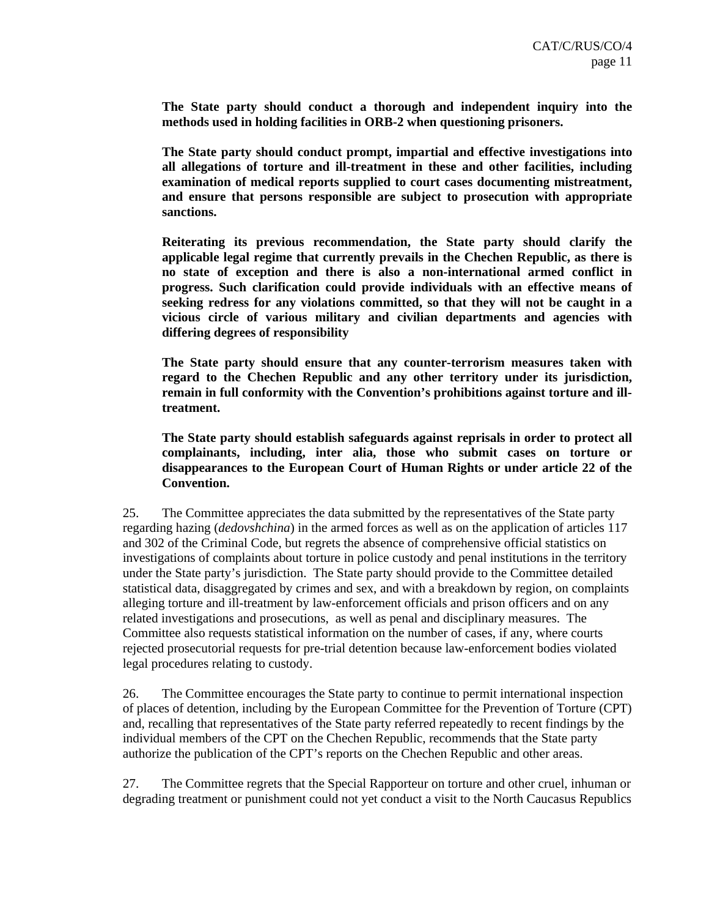**The State party should conduct a thorough and independent inquiry into the methods used in holding facilities in ORB-2 when questioning prisoners.**

**The State party should conduct prompt, impartial and effective investigations into all allegations of torture and ill-treatment in these and other facilities, including examination of medical reports supplied to court cases documenting mistreatment, and ensure that persons responsible are subject to prosecution with appropriate sanctions.**

**Reiterating its previous recommendation, the State party should clarify the applicable legal regime that currently prevails in the Chechen Republic, as there is no state of exception and there is also a non-international armed conflict in progress. Such clarification could provide individuals with an effective means of seeking redress for any violations committed, so that they will not be caught in a vicious circle of various military and civilian departments and agencies with differing degrees of responsibility**

**The State party should ensure that any counter-terrorism measures taken with regard to the Chechen Republic and any other territory under its jurisdiction, remain in full conformity with the Convention's prohibitions against torture and ill-treatment.**

**The State party should establish safeguards against reprisals in order to protect all complainants, including, inter alia, those who submit cases on torture or disappearances to the European Court of Human Rights or under article 22 of the Convention.**

25. The Committee appreciates the data submitted by the representatives of the State party regarding hazing (*dedovshchina*) in the armed forces as well as on the application of articles 117 and 302 of the Criminal Code, but regrets the absence of comprehensive official statistics on investigations of complaints about torture in police custody and penal institutions in the territory under the State party's jurisdiction. The State party should provide to the Committee detailed statistical data, disaggregated by crimes and sex, and with a breakdown by region, on complaints alleging torture and ill-treatment by law-enforcement officials and prison officers and on any related investigations and prosecutions, as well as penal and disciplinary measures. The Committee also requests statistical information on the number of cases, if any, where courts rejected prosecutorial requests for pre-trial detention because law-enforcement bodies violated legal procedures relating to custody.

26. The Committee encourages the State party to continue to permit international inspection of places of detention, including by the European Committee for the Prevention of Torture (CPT) and, recalling that representatives of the State party referred repeatedly to recent findings by the individual members of the CPT on the Chechen Republic, recommends that the State party authorize the publication of the CPT's reports on the Chechen Republic and other areas.

27. The Committee regrets that the Special Rapporteur on torture and other cruel, inhuman or degrading treatment or punishment could not yet conduct a visit to the North Caucasus Republics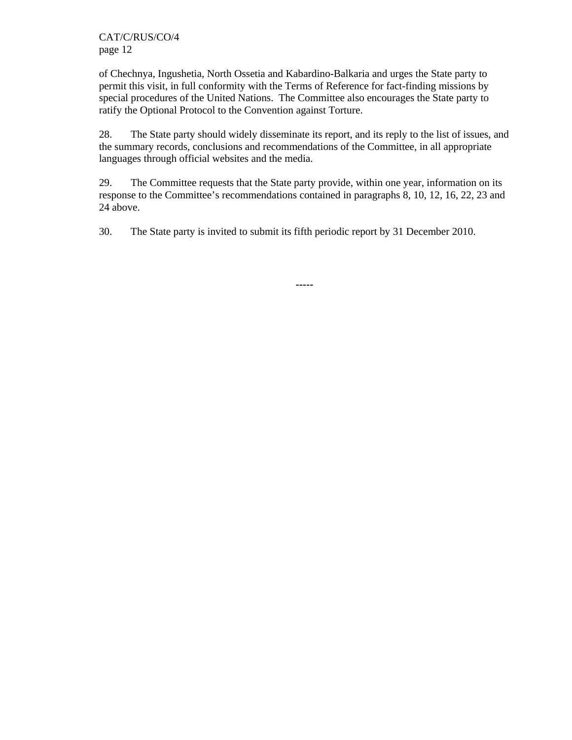of Chechnya, Ingushetia, North Ossetia and Kabardino-Balkaria and urges the State party to permit this visit, in full conformity with the Terms of Reference for fact-finding missions by special procedures of the United Nations. The Committee also encourages the State party to ratify the Optional Protocol to the Convention against Torture.

28. The State party should widely disseminate its report, and its reply to the list of issues, and the summary records, conclusions and recommendations of the Committee, in all appropriate languages through official websites and the media.

29. The Committee requests that the State party provide, within one year, information on its response to the Committee's recommendations contained in paragraphs 8, 10, 12, 16, 22, 23 and 24 above.

30. The State party is invited to submit its fifth periodic report by 31 December 2010.

-----